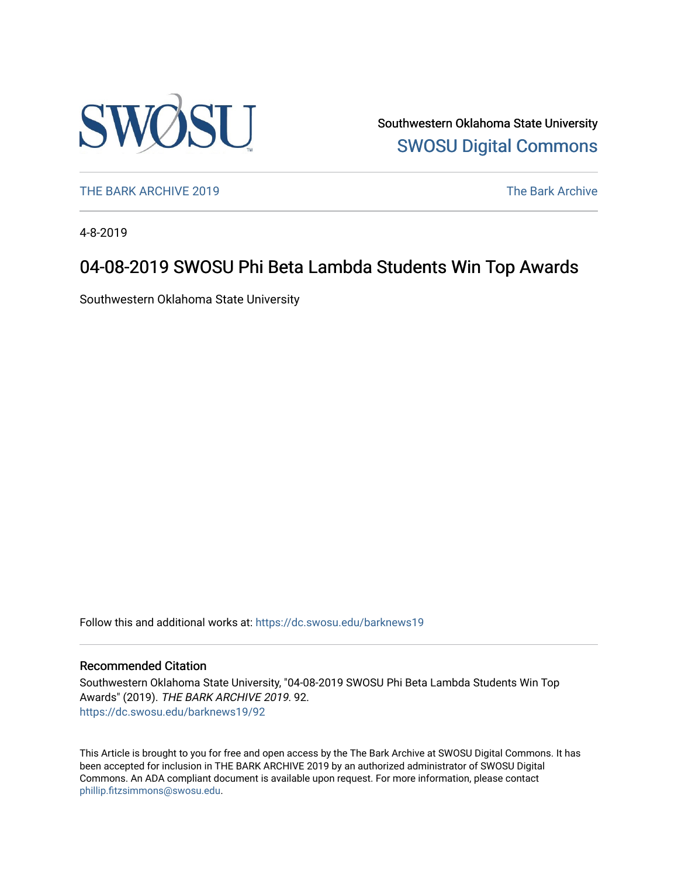Southwestern Oklahoma State University

SWOSU Digital Commons

THE BARK ARCHIVE 2019

The Bark Archive

4-8-2019

# 04-08-2019 SWOSU Phi Beta Lambda Students Win Top Awards

Southwestern Oklahoma State University

Follow this and additional works at: https://dc.swosu.edu/barknews19

## Recommended Citation

Southwestern Oklahoma State University, "04-08-2019 SWOSU Phi Beta Lambda Students Win Top Awards" (2019). *THE BARK ARCHIVE 2019*. 92.
https://dc.swosu.edu/barknews19/92

This Article is brought to you for free and open access by the The Bark Archive at SWOSU Digital Commons. It has been accepted for inclusion in THE BARK ARCHIVE 2019 by an authorized administrator of SWOSU Digital Commons. An ADA compliant document is available upon request. For more information, please contact phillip.fitzsimmons@swosu.edu.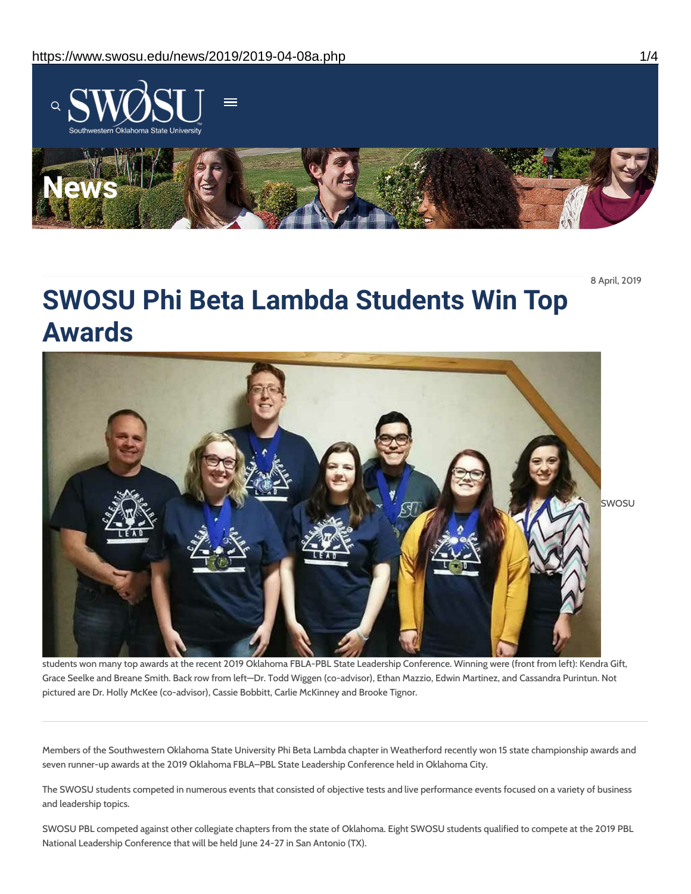8 April, 2019

# SWOSU Phi Beta Lambda Students Win Top Awards

SWOSU students won many top awards at the recent 2019 Oklahoma FBLA-PBL State Leadership Conference. Winning were (front from left): Kendra Gift, Grace Seelke and Breane Smith. Back row from left—Dr. Todd Wiggen (co-advisor), Ethan Mazzio, Edwin Martinez, and Cassandra Purintun. Not pictured are Dr. Holly McKee (co-advisor), Cassie Bobbitt, Carlie McKinney and Brooke Tignor.

---

Members of the Southwestern Oklahoma State University Phi Beta Lambda chapter in Weatherford recently won 15 state championship awards and seven runner-up awards at the 2019 Oklahoma FBLA–PBL State Leadership Conference held in Oklahoma City.

The SWOSU students competed in numerous events that consisted of objective tests and live performance events focused on a variety of business and leadership topics.

SWOSU PBL competed against other collegiate chapters from the state of Oklahoma. Eight SWOSU students qualified to compete at the 2019 PBL National Leadership Conference that will be held June 24-27 in San Antonio (TX).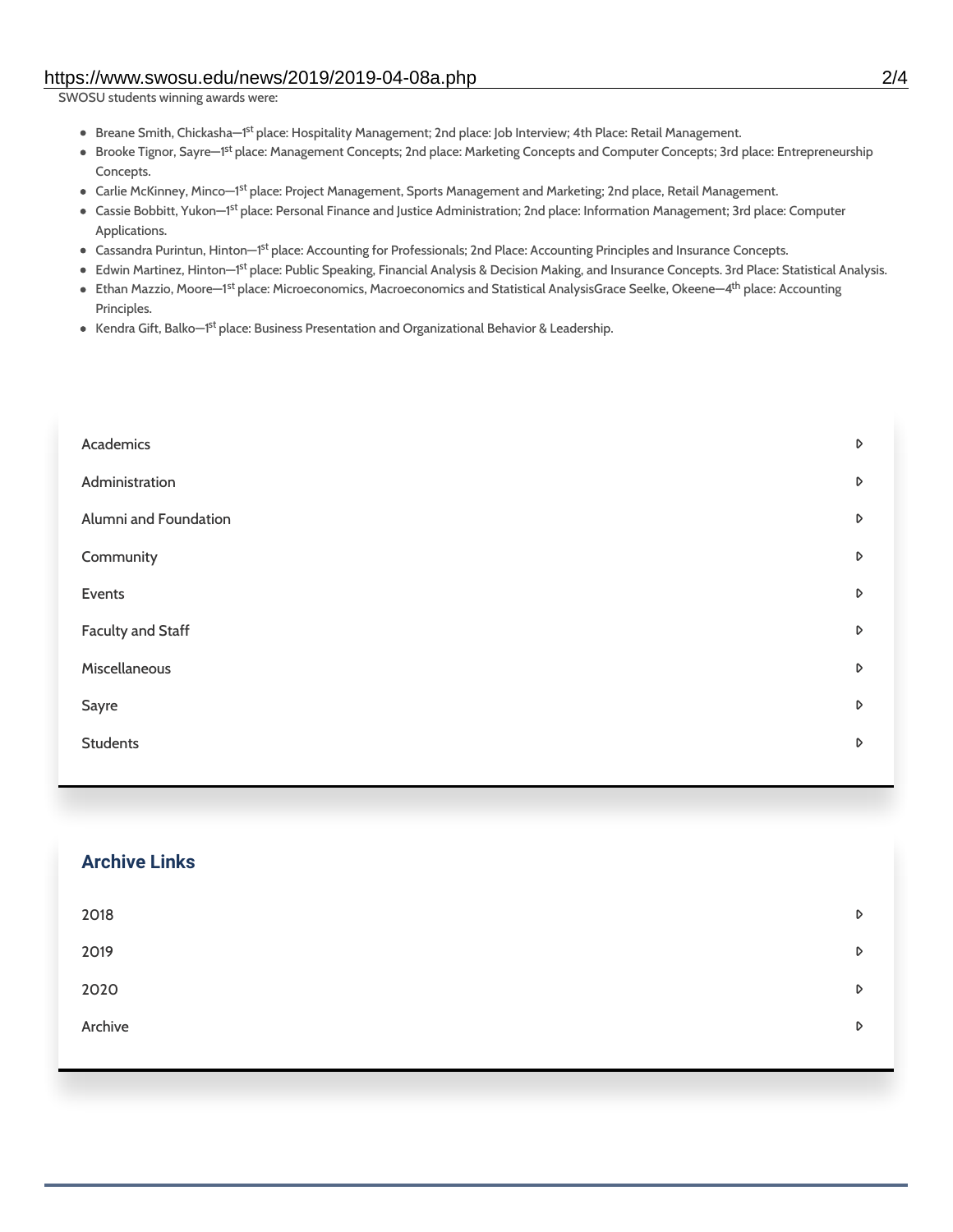SWOSU students winning awards were:

- Breane Smith, Chickasha—1st place: Hospitality Management; 2nd place: Job Interview; 4th Place: Retail Management.
- Brooke Tignor, Sayre—1st place: Management Concepts; 2nd place: Marketing Concepts and Computer Concepts; 3rd place: Entrepreneurship Concepts.
- Carlie McKinney, Minco—1st place: Project Management, Sports Management and Marketing; 2nd place, Retail Management.
- Cassie Bobbitt, Yukon—1st place: Personal Finance and Justice Administration; 2nd place: Information Management; 3rd place: Computer Applications.
- Cassandra Purintun, Hinton—1st place: Accounting for Professionals; 2nd Place: Accounting Principles and Insurance Concepts.
- Edwin Martinez, Hinton—1st place: Public Speaking, Financial Analysis & Decision Making, and Insurance Concepts. 3rd Place: Statistical Analysis.
- Ethan Mazzio, Moore—1st place: Microeconomics, Macroeconomics and Statistical AnalysisGrace Seelke, Okeene—4th place: Accounting Principles.
- Kendra Gift, Balko—1st place: Business Presentation and Organizational Behavior & Leadership.

- Academics
- Administration
- Alumni and Foundation
- Community
- Events
- Faculty and Staff
- Miscellaneous
- Sayre
- Students

## Archive Links

- 2018
- 2019
- 2020
- Archive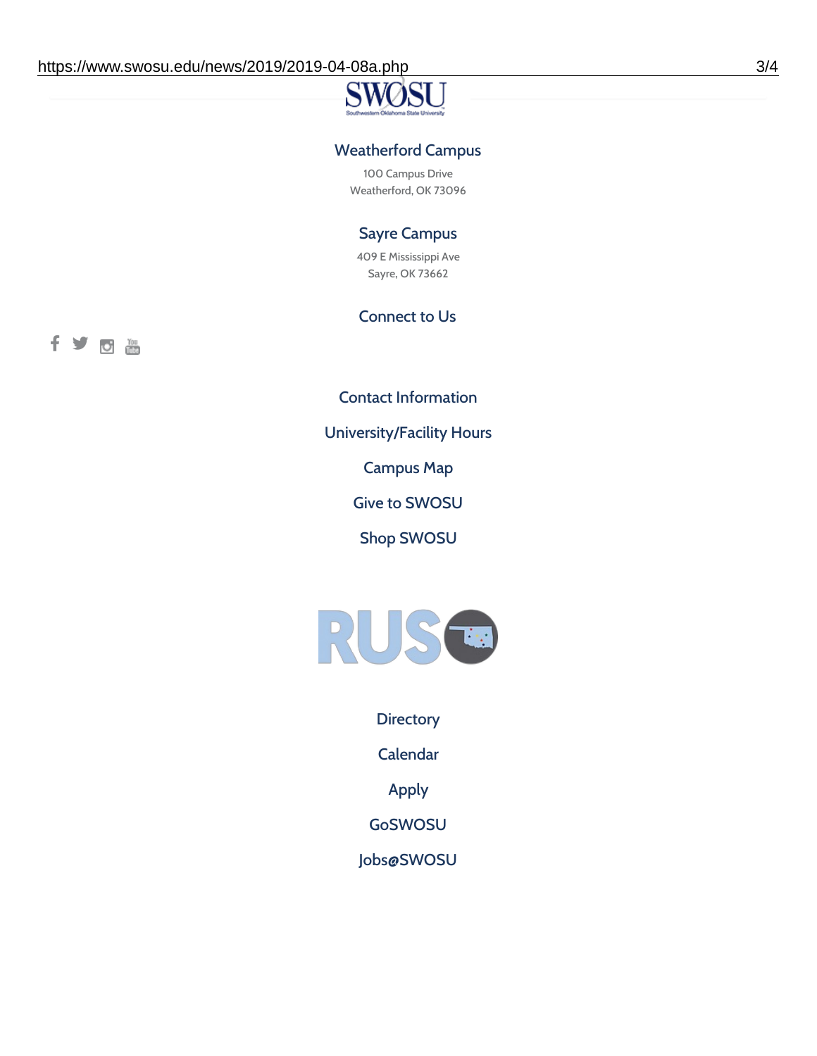### Weatherford Campus

100 Campus Drive
Weatherford, OK 73096

### Sayre Campus

409 E Mississippi Ave
Sayre, OK 73662

### Connect to Us

Contact Information

University/Facility Hours

Campus Map

Give to SWOSU

Shop SWOSU

Directory

Calendar

Apply

GoSWOSU

Jobs@SWOSU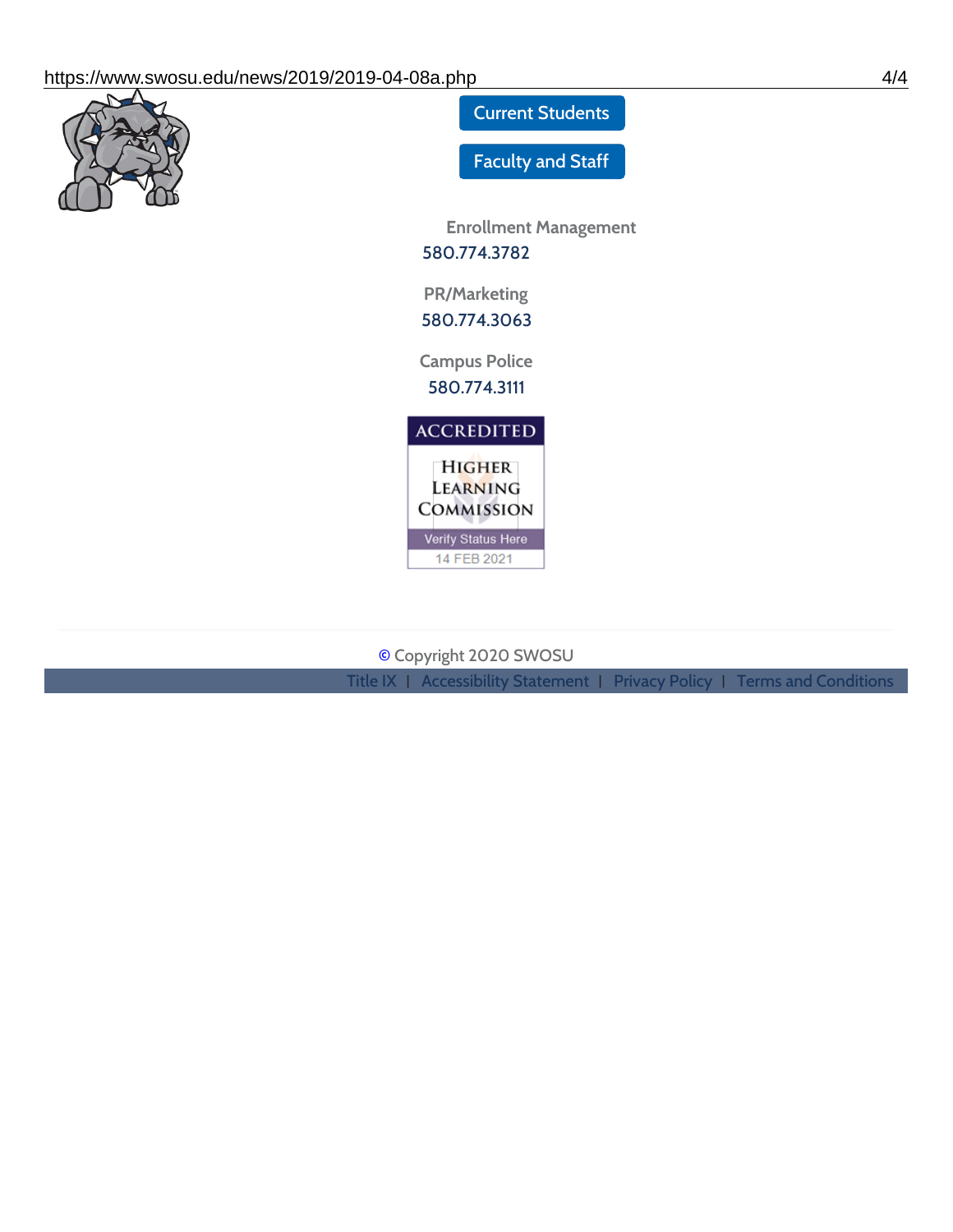Current Students

Faculty and Staff

Enrollment Management
580.774.3782

PR/Marketing
580.774.3063

Campus Police
580.774.3111

ACCREDITED
HIGHER LEARNING COMMISSION
Verify Status Here
14 FEB 2021

© Copyright 2020 SWOSU

Title IX | Accessibility Statement | Privacy Policy | Terms and Conditions